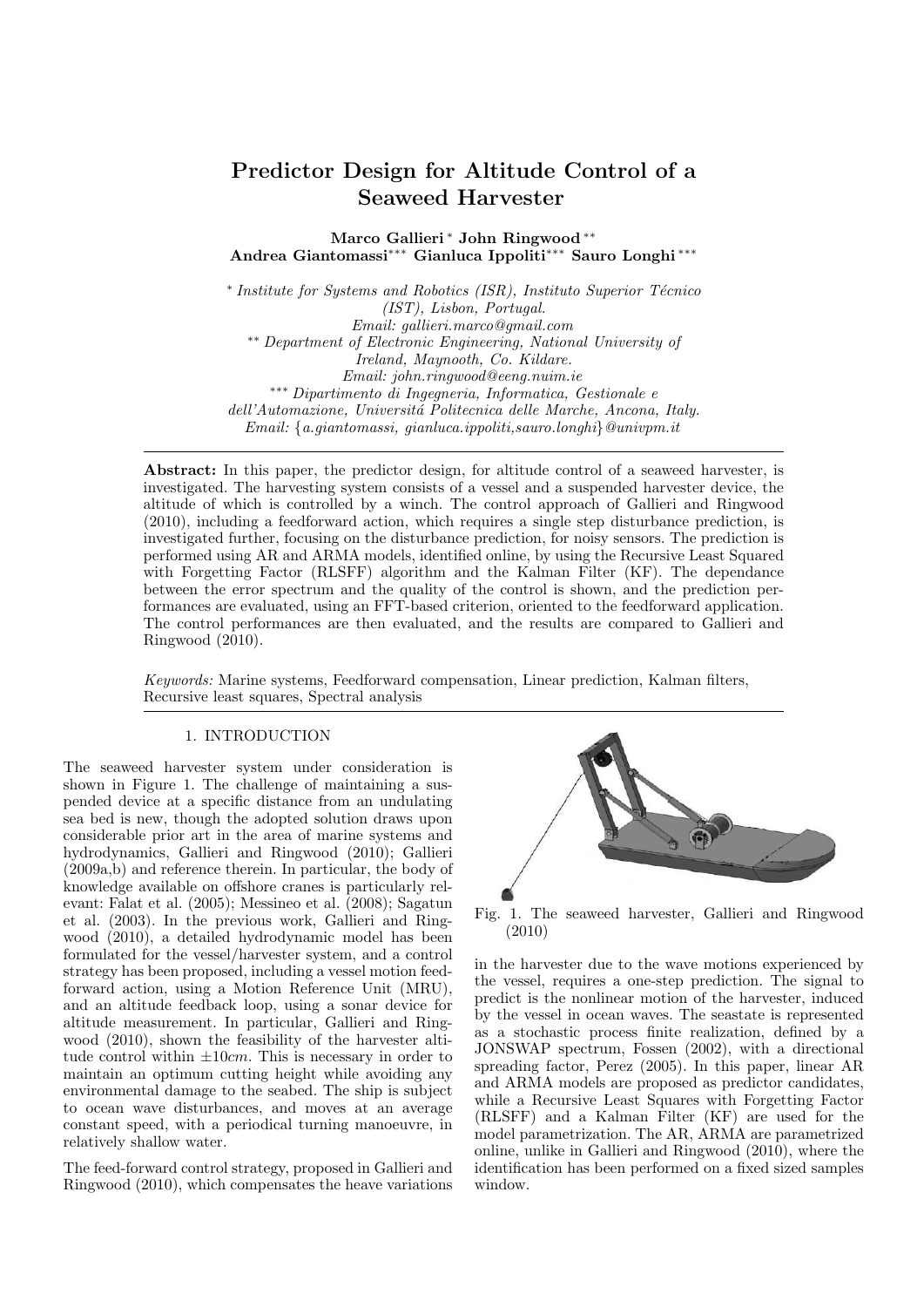# Predictor Design for Altitude Control of a Seaweed Harvester

**Marco Gallieri** [*] **John Ringwood** [**]
**Andrea Giantomassi** [***] **Gianluca Ippoliti** [***] **Sauro Longhi** [***]

[*] *Institute for Systems and Robotics (ISR), Instituto Superior Técnico (IST), Lisbon, Portugal.*
*Email: gallieri.marco@gmail.com*
[**] *Department of Electronic Engineering, National University of Ireland, Maynooth, Co. Kildare.*
*Email: john.ringwood@eeng.nuim.ie*
[***] *Dipartimento di Ingegneria, Informatica, Gestionale e dell'Automazione, Universitá Politecnica delle Marche, Ancona, Italy.*
*Email: {a.giantomassi, gianluca.ippoliti,sauro.longhi}@univpm.it*

---

**Abstract:** In this paper, the predictor design, for altitude control of a seaweed harvester, is investigated. The harvesting system consists of a vessel and a suspended harvester device, the altitude of which is controlled by a winch. The control approach of Gallieri and Ringwood (2010), including a feedforward action, which requires a single step disturbance prediction, is investigated further, focusing on the disturbance prediction, for noisy sensors. The prediction is performed using AR and ARMA models, identified online, by using the Recursive Least Squared with Forgetting Factor (RLSFF) algorithm and the Kalman Filter (KF). The dependance between the error spectrum and the quality of the control is shown, and the prediction performances are evaluated, using an FFT-based criterion, oriented to the feedforward application. The control performances are then evaluated, and the results are compared to Gallieri and Ringwood (2010).

*Keywords:* Marine systems, Feedforward compensation, Linear prediction, Kalman filters, Recursive least squares, Spectral analysis

---

## 1. INTRODUCTION

The seaweed harvester system under consideration is shown in Figure 1. The challenge of maintaining a suspended device at a specific distance from an undulating sea bed is new, though the adopted solution draws upon considerable prior art in the area of marine systems and hydrodynamics, Gallieri and Ringwood (2010); Gallieri (2009a,b) and reference therein. In particular, the body of knowledge available on offshore cranes is particularly relevant: Falat et al. (2005); Messineo et al. (2008); Sagatun et al. (2003). In the previous work, Gallieri and Ringwood (2010), a detailed hydrodynamic model has been formulated for the vessel/harvester system, and a control strategy has been proposed, including a vessel motion feedforward action, using a Motion Reference Unit (MRU), and an altitude feedback loop, using a sonar device for altitude measurement. In particular, Gallieri and Ringwood (2010), shown the feasibility of the harvester altitude control within $\pm 10cm$. This is necessary in order to maintain an optimum cutting height while avoiding any environmental damage to the seabed. The ship is subject to ocean wave disturbances, and moves at an average constant speed, with a periodical turning manoeuvre, in relatively shallow water.

The feed-forward control strategy, proposed in Gallieri and Ringwood (2010), which compensates the heave variations in the harvester due to the wave motions experienced by the vessel, requires a one-step prediction. The signal to predict is the nonlinear motion of the harvester, induced by the vessel in ocean waves. The seastate is represented as a stochastic process finite realization, defined by a JONSWAP spectrum, Fossen (2002), with a directional spreading factor, Perez (2005). In this paper, linear AR and ARMA models are proposed as predictor candidates, while a Recursive Least Squares with Forgetting Factor (RLSFF) and a Kalman Filter (KF) are used for the model parametrization. The AR, ARMA are parametrized online, unlike in Gallieri and Ringwood (2010), where the identification has been performed on a fixed sized samples window.

Fig. 1. The seaweed harvester, Gallieri and Ringwood (2010)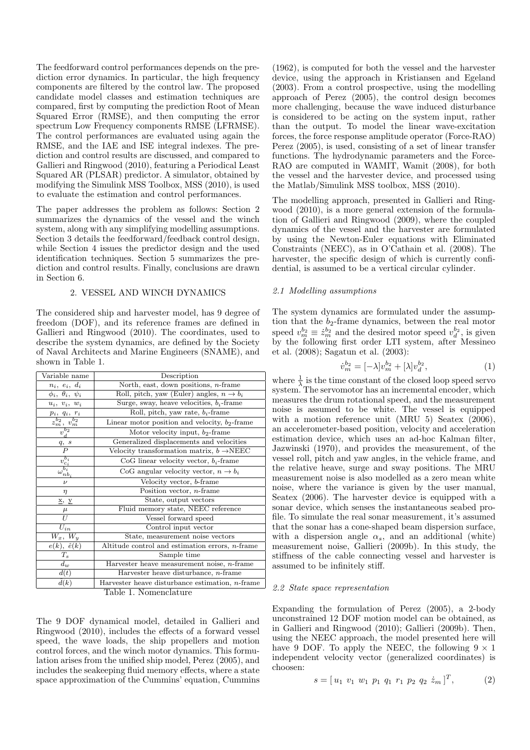The feedforward control performances depends on the prediction error dynamics. In particular, the high frequency components are filtered by the control law. The proposed candidate model classes and estimation techniques are compared, first by computing the prediction Root of Mean Squared Error (RMSE), and then computing the error spectrum Low Frequency components RMSE (LFRMSE). The control performances are evaluated using again the RMSE, and the IAE and ISE integral indexes. The prediction and control results are discussed, and compared to Gallieri and Ringwood (2010), featuring a Periodical Least Squared AR (PLSAR) predictor. A simulator, obtained by modifying the Simulink MSS Toolbox, MSS (2010), is used to evaluate the estimation and control performances.

The paper addresses the problem as follows: Section 2 summarizes the dynamics of the vessel and the winch system, along with any simplifying modelling assumptions. Section 3 details the feedforward/feedback control design, while Section 4 issues the predictor design and the used identification techniques. Section 5 summarizes the prediction and control results. Finally, conclusions are drawn in Section 6.

## 2. VESSEL AND WINCH DYNAMICS

The considered ship and harvester model, has 9 degree of freedom (DOF), and its reference frames are defined in Gallieri and Ringwood (2010). The coordinates, used to describe the system dynamics, are defined by the Society of Naval Architects and Marine Engineers (SNAME), and shown in Table 1.

| Variable name | Description |
|---|---|
| $n_i,\ e_i,\ d_i$ | North, east, down positions, $n$-frame |
| $\phi_i,\ \theta_i,\ \psi_i$ | Roll, pitch, yaw (Euler) angles, $n \rightarrow b_i$ |
| $u_i,\ v_i,\ w_i$ | Surge, sway, heave velocities, $b_i$-frame |
| $p_i,\ q_i,\ r_i$ | Roll, pitch, yaw rate, $b_i$-frame |
| $z_m^{b_2},\ v_m^{b_2}$ | Linear motor position and velocity, $b_2$-frame |
| $v_d^{b_2}$ | Motor velocity input, $b_2$-frame |
| $q,\ s$ | Generalized displacements and velocities |
| $P$ | Velocity transformation matrix, $b \rightarrow$NEEC |
| $v_{c_i}^{b_i}$ | CoG linear velocity vector, $b_i$-frame |
| $\omega_{nb_i}^{b_i}$ | CoG angular velocity vector, $n \rightarrow b_i$ |
| $\nu$ | Velocity vector, $b$-frame |
| $\eta$ | Position vector, $n$-frame |
| $\underline{x},\ \underline{y}$ | State, output vectors |
| $\mu$ | Fluid memory state, NEEC reference |
| $U$ | Vessel forward speed |
| $U_{in}$ | Control input vector |
| $W_x,\ W_y$ | State, measurement noise vectors |
| $e(k),\ \hat{e}(k)$ | Altitude control and estimation errors, $n$-frame |
| $T_s$ | Sample time |
| $d_w$ | Harvester heave measurement noise, $n$-frame |
| $d(t)$ | Harvester heave disturbance, $n$-frame |
| $\hat{d}(k)$ | Harvester heave disturbance estimation, $n$-frame |

Table 1. Nomenclature

The 9 DOF dynamical model, detailed in Gallieri and Ringwood (2010), includes the effects of a forward vessel speed, the wave loads, the ship propellers and motion control forces, and the winch motor dynamics. This formulation arises from the unified ship model, Perez (2005), and includes the seakeeping fluid memory effects, where a state space approximation of the Cummins' equation, Cummins (1962), is computed for both the vessel and the harvester device, using the approach in Kristiansen and Egeland (2003). From a control prospective, using the modelling approach of Perez (2005), the control design becomes more challenging, because the wave induced disturbance is considered to be acting on the system input, rather than the output. To model the linear wave-excitation forces, the force response amplitude operator (Force-RAO) Perez (2005), is used, consisting of a set of linear transfer functions. The hydrodynamic parameters and the Force-RAO are computed in WAMIT, Wamit (2008), for both the vessel and the harvester device, and processed using the Matlab/Simulink MSS toolbox, MSS (2010).

The modelling approach, presented in Gallieri and Ringwood (2010), is a more general extension of the formulation of Gallieri and Ringwood (2009), where the coupled dynamics of the vessel and the harvester are formulated by using the Newton-Euler equations with Eliminated Constraints (NEEC), as in O'Cathain et al. (2008). The harvester, the specific design of which is currently confidential, is assumed to be a vertical circular cylinder.

### 2.1 Modelling assumptions

The system dynamics are formulated under the assumption that the $b_2$-frame dynamics, between the real motor speed $v_m^{b_2} \equiv \dot{z}_m^{b_2}$ and the desired motor speed $v_d^{b_2}$, is given by the following first order LTI system, after Messineo et al. (2008); Sagatun et al. (2003):

$$\dot{v}_m^{b_2} = [-\lambda]v_m^{b_2} + [\lambda]v_d^{b_2}, \tag{1}$$

where $\frac{1}{\lambda}$ is the time constant of the closed loop speed servo system. The servomotor has an incremental encoder, which measures the drum rotational speed, and the measurement noise is assumed to be white. The vessel is equipped with a motion reference unit (MRU 5) Seatex (2006), an accelerometer-based position, velocity and acceleration estimation device, which uses an ad-hoc Kalman filter, Jazwinski (1970), and provides the measurement, of the vessel roll, pitch and yaw angles, in the vehicle frame, and the relative heave, surge and sway positions. The MRU measurement noise is also modelled as a zero mean white noise, where the variance is given by the user manual, Seatex (2006). The harvester device is equipped with a sonar device, which senses the instantaneous seabed profile. To simulate the real sonar measurement, it's assumed that the sonar has a cone-shaped beam dispersion surface, with a dispersion angle $\alpha_s$, and an additional (white) measurement noise, Gallieri (2009b). In this study, the stiffness of the cable connecting vessel and harvester is assumed to be infinitely stiff.

### 2.2 State space representation

Expanding the formulation of Perez (2005), a 2-body unconstrained 12 DOF motion model can be obtained, as in Gallieri and Ringwood (2010); Gallieri (2009b). Then, using the NEEC approach, the model presented here will have 9 DOF. To apply the NEEC, the following $9 \times 1$ independent velocity vector (generalized coordinates) is choosen:

$$s = [\, u_1\ v_1\ w_1\ p_1\ q_1\ r_1\ p_2\ q_2\ \dot{z}_m \,]^T, \tag{2}$$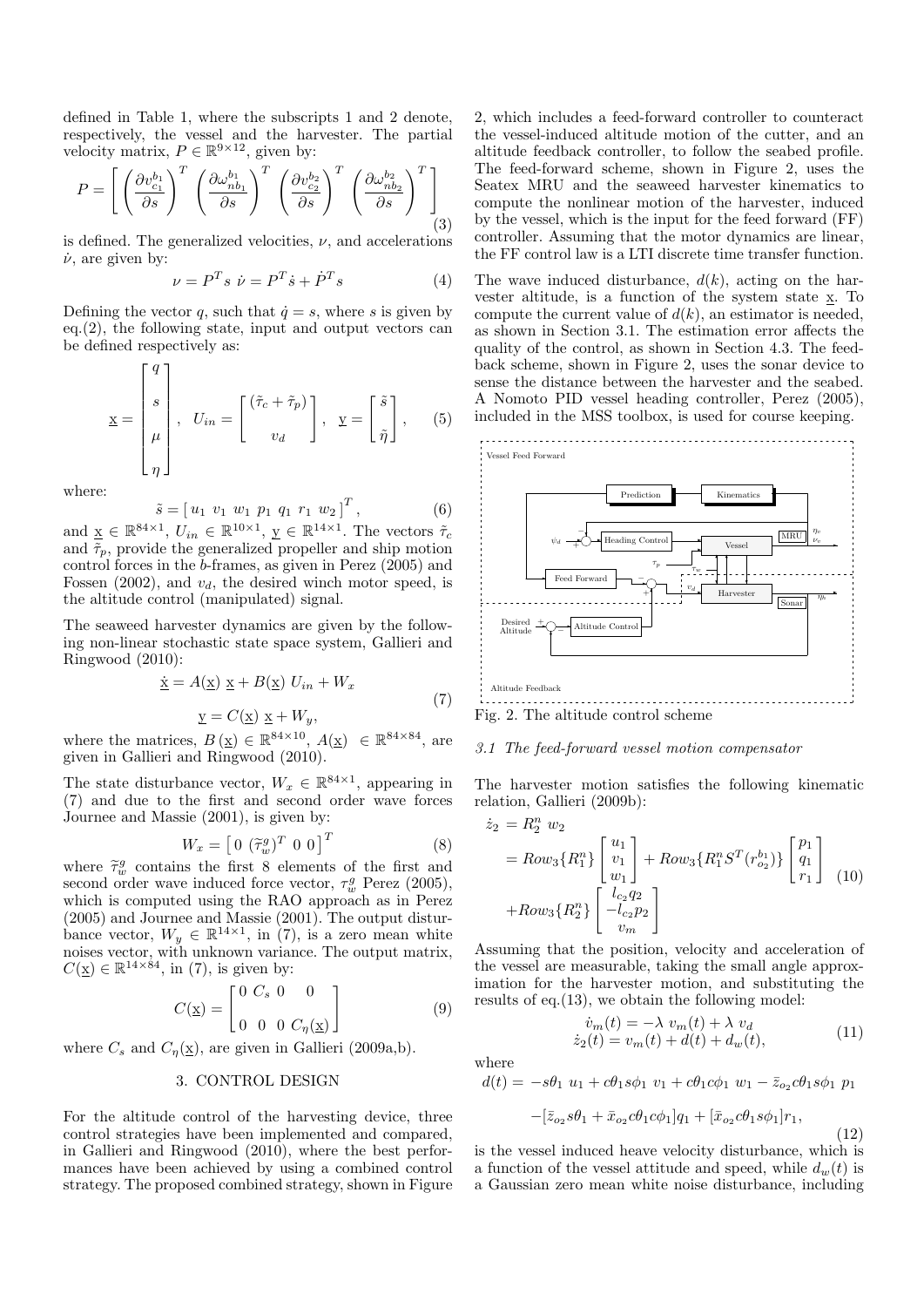defined in Table 1, where the subscripts 1 and 2 denote, respectively, the vessel and the harvester. The partial velocity matrix, $P \in \mathbb{R}^{9\times 12}$, given by:

$$P = \left[ \left(\frac{\partial v_{c_1}^{b_1}}{\partial s}\right)^T \left(\frac{\partial \omega_{nb_1}^{b_1}}{\partial s}\right)^T \left(\frac{\partial v_{c_2}^{b_2}}{\partial s}\right)^T \left(\frac{\partial \omega_{nb_2}^{b_2}}{\partial s}\right)^T \right] \tag{3}$$

is defined. The generalized velocities, $\nu$, and accelerations $\dot{\nu}$, are given by:

$$\nu = P^T s \;\; \dot{\nu} = P^T \dot{s} + \dot{P}^T s \tag{4}$$

Defining the vector $q$, such that $\dot{q} = s$, where $s$ is given by eq.(2), the following state, input and output vectors can be defined respectively as:

$$\underline{x} = \begin{bmatrix} q \\ s \\ \mu \\ \eta \end{bmatrix}, \;\; U_{in} = \begin{bmatrix} (\tilde{\tau}_c + \tilde{\tau}_p) \\ v_d \end{bmatrix}, \;\; \underline{y} = \begin{bmatrix} \tilde{s} \\ \tilde{\eta} \end{bmatrix}, \tag{5}$$

where:

$$\tilde{s} = [\, u_1 \; v_1 \; w_1 \; p_1 \; q_1 \; r_1 \; w_2 \,]^T, \tag{6}$$

and $\underline{x} \in \mathbb{R}^{84\times 1}$, $U_{in} \in \mathbb{R}^{10\times 1}$, $\underline{y} \in \mathbb{R}^{14\times 1}$. The vectors $\tilde{\tau}_c$ and $\tilde{\tau}_p$, provide the generalized propeller and ship motion control forces in the $b$-frames, as given in Perez (2005) and Fossen (2002), and $v_d$, the desired winch motor speed, is the altitude control (manipulated) signal.

The seaweed harvester dynamics are given by the following non-linear stochastic state space system, Gallieri and Ringwood (2010):

$$\begin{aligned} \dot{\underline{x}} &= A(\underline{x})\; \underline{x} + B(\underline{x})\; U_{in} + W_x \\ \underline{y} &= C(\underline{x})\; \underline{x} + W_y, \end{aligned} \tag{7}$$

where the matrices, $B(\underline{x}) \in \mathbb{R}^{84\times 10}$, $A(\underline{x}) \in \mathbb{R}^{84\times 84}$, are given in Gallieri and Ringwood (2010).

The state disturbance vector, $W_x \in \mathbb{R}^{84\times 1}$, appearing in (7) and due to the first and second order wave forces Journee and Massie (2001), is given by:

$$W_x = \left[\, 0 \;\; (\tilde{\tau}_w^g)^T \;\; 0 \;\; 0 \,\right]^T \tag{8}$$

where $\tilde{\tau}_w^g$ contains the first 8 elements of the first and second order wave induced force vector, $\tau_w^g$ Perez (2005), which is computed using the RAO approach as in Perez (2005) and Journee and Massie (2001). The output disturbance vector, $W_y \in \mathbb{R}^{14\times 1}$, in (7), is a zero mean white noises vector, with unknown variance. The output matrix, $C(\underline{x}) \in \mathbb{R}^{14\times 84}$, in (7), is given by:

$$C(\underline{x}) = \begin{bmatrix} 0 \; C_s \; 0 & 0 \\ 0 \;\; 0 \;\; 0 & C_\eta(\underline{x}) \end{bmatrix} \tag{9}$$

where $C_s$ and $C_\eta(\underline{x})$, are given in Gallieri (2009a,b).

## 3. CONTROL DESIGN

For the altitude control of the harvesting device, three control strategies have been implemented and compared, in Gallieri and Ringwood (2010), where the best performances have been achieved by using a combined control strategy. The proposed combined strategy, shown in Figure 2, which includes a feed-forward controller to counteract the vessel-induced altitude motion of the cutter, and an altitude feedback controller, to follow the seabed profile. The feed-forward scheme, shown in Figure 2, uses the Seatex MRU and the seaweed harvester kinematics to compute the nonlinear motion of the harvester, induced by the vessel, which is the input for the feed forward (FF) controller. Assuming that the motor dynamics are linear, the FF control law is a LTI discrete time transfer function.

The wave induced disturbance, $d(k)$, acting on the harvester altitude, is a function of the system state $\underline{x}$. To compute the current value of $d(k)$, an estimator is needed, as shown in Section 3.1. The estimation error affects the quality of the control, as shown in Section 4.3. The feedback scheme, shown in Figure 2, uses the sonar device to sense the distance between the harvester and the seabed. A Nomoto PID vessel heading controller, Perez (2005), included in the MSS toolbox, is used for course keeping.

Vessel Feed Forward
Prediction
Kinematics
Heading Control
Vessel
MRU
Feed Forward
Harvester
Sonar
Desired Altitude
Altitude Control
Altitude Feedback

Fig. 2. The altitude control scheme

### 3.1 The feed-forward vessel motion compensator

The harvester motion satisfies the following kinematic relation, Gallieri (2009b):

$$\begin{aligned} \dot{z}_2 &= R_2^n\; w_2 \\ &= Row_3\{R_1^n\} \begin{bmatrix} u_1 \\ v_1 \\ w_1 \end{bmatrix} + Row_3\{R_1^n S^T(r_{o_2}^{b_1})\} \begin{bmatrix} p_1 \\ q_1 \\ r_1 \end{bmatrix} \\ &+ Row_3\{R_2^n\} \begin{bmatrix} l_{c_2} q_2 \\ -l_{c_2} p_2 \\ v_m \end{bmatrix} \end{aligned} \tag{10}$$

Assuming that the position, velocity and acceleration of the vessel are measurable, taking the small angle approximation for the harvester motion, and substituting the results of eq.(13), we obtain the following model:

$$\begin{aligned} \dot{v}_m(t) &= -\lambda\; v_m(t) + \lambda\; v_d \\ \dot{z}_2(t) &= v_m(t) + d(t) + d_w(t), \end{aligned} \tag{11}$$

where

$$\begin{aligned} d(t) = &-s\theta_1\; u_1 + c\theta_1 s\phi_1\; v_1 + c\theta_1 c\phi_1\; w_1 - \bar{z}_{o_2} c\theta_1 s\phi_1\; p_1 \\ &-[\bar{z}_{o_2} s\theta_1 + \bar{x}_{o_2} c\theta_1 c\phi_1] q_1 + [\bar{x}_{o_2} c\theta_1 s\phi_1] r_1, \end{aligned} \tag{12}$$

is the vessel induced heave velocity disturbance, which is a function of the vessel attitude and speed, while $d_w(t)$ is a Gaussian zero mean white noise disturbance, including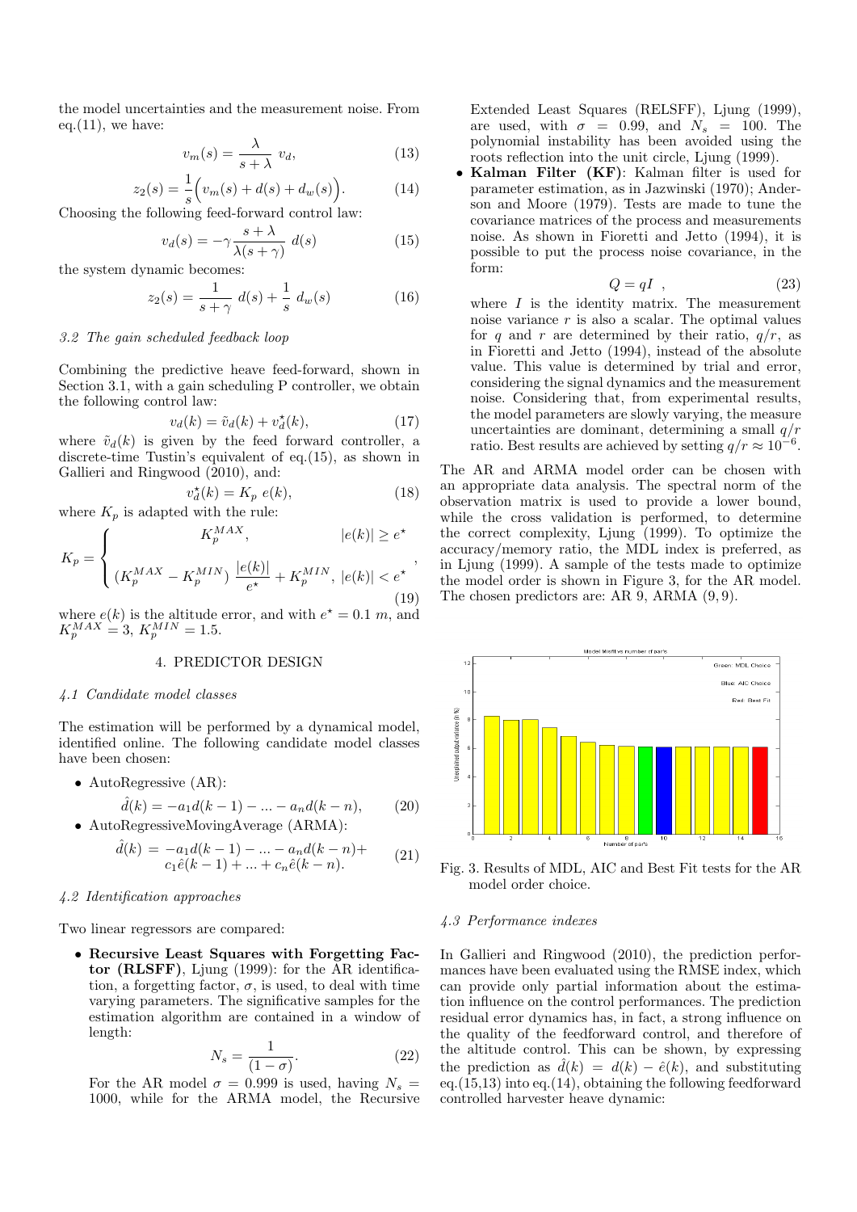the model uncertainties and the measurement noise. From eq.(11), we have:

$$v_m(s) = \frac{\lambda}{s+\lambda}\ v_d, \tag{13}$$

$$z_2(s) = \frac{1}{s}\Big(v_m(s) + d(s) + d_w(s)\Big). \tag{14}$$

Choosing the following feed-forward control law:

$$v_d(s) = -\gamma \frac{s+\lambda}{\lambda(s+\gamma)}\ d(s) \tag{15}$$

the system dynamic becomes:

$$z_2(s) = \frac{1}{s+\gamma}\ d(s) + \frac{1}{s}\ d_w(s) \tag{16}$$

### 3.2 The gain scheduled feedback loop

Combining the predictive heave feed-forward, shown in Section 3.1, with a gain scheduling P controller, we obtain the following control law:

$$v_d(k) = \tilde{v}_d(k) + v_d^{\star}(k), \tag{17}$$

where $\tilde{v}_d(k)$ is given by the feed forward controller, a discrete-time Tustin's equivalent of eq.(15), as shown in Gallieri and Ringwood (2010), and:

$$v_d^{\star}(k) = K_p\ e(k), \tag{18}$$

where $K_p$ is adapted with the rule:

$$K_p = \begin{cases} K_p^{MAX}, & |e(k)| \geq e^{\star} \\ (K_p^{MAX} - K_p^{MIN})\ \dfrac{|e(k)|}{e^{\star}} + K_p^{MIN}, & |e(k)| < e^{\star} \end{cases}, \tag{19}$$

where $e(k)$ is the altitude error, and with $e^{\star} = 0.1\ m$, and $K_p^{MAX} = 3$, $K_p^{MIN} = 1.5$.

## 4. PREDICTOR DESIGN

### 4.1 Candidate model classes

The estimation will be performed by a dynamical model, identified online. The following candidate model classes have been chosen:

- AutoRegressive (AR):

$$\hat{d}(k) = -a_1 d(k-1) - ... - a_n d(k-n), \tag{20}$$

- AutoRegressiveMovingAverage (ARMA):

$$\begin{aligned}\hat{d}(k) = &-a_1 d(k-1) - ... - a_n d(k-n) + \\ &c_1 \hat{e}(k-1) + ... + c_n \hat{e}(k-n).\end{aligned} \tag{21}$$

### 4.2 Identification approaches

Two linear regressors are compared:

- **Recursive Least Squares with Forgetting Factor (RLSFF)**, Ljung (1999): for the AR identification, a forgetting factor, $\sigma$, is used, to deal with time varying parameters. The significative samples for the estimation algorithm are contained in a window of length:

$$N_s = \frac{1}{(1-\sigma)}. \tag{22}$$

  For the AR model $\sigma = 0.999$ is used, having $N_s = 1000$, while for the ARMA model, the Recursive Extended Least Squares (RELSFF), Ljung (1999), are used, with $\sigma = 0.99$, and $N_s = 100$. The polynomial instability has been avoided using the roots reflection into the unit circle, Ljung (1999).
- **Kalman Filter (KF)**: Kalman filter is used for parameter estimation, as in Jazwinski (1970); Anderson and Moore (1979). Tests are made to tune the covariance matrices of the process and measurements noise. As shown in Fioretti and Jetto (1994), it is possible to put the process noise covariance, in the form:

$$Q = qI\ , \tag{23}$$

  where $I$ is the identity matrix. The measurement noise variance $r$ is also a scalar. The optimal values for $q$ and $r$ are determined by their ratio, $q/r$, as in Fioretti and Jetto (1994), instead of the absolute value. This value is determined by trial and error, considering the signal dynamics and the measurement noise. Considering that, from experimental results, the model parameters are slowly varying, the measure uncertainties are dominant, determining a small $q/r$ ratio. Best results are achieved by setting $q/r \approx 10^{-6}$.

The AR and ARMA model order can be chosen with an appropriate data analysis. The spectral norm of the observation matrix is used to provide a lower bound, while the cross validation is performed, to determine the correct complexity, Ljung (1999). To optimize the accuracy/memory ratio, the MDL index is preferred, as in Ljung (1999). A sample of the tests made to optimize the model order is shown in Figure 3, for the AR model. The chosen predictors are: AR 9, ARMA (9, 9).

Model Misfit vs number of par's

Green: MDL Choice

Blue: AIC Choice

Red: Best Fit

Unexplained output variance (in %)

0 2 4 6 8 10 12

Number of par's

0 2 4 6 8 10 12 14 16

Fig. 3. Results of MDL, AIC and Best Fit tests for the AR model order choice.

### 4.3 Performance indexes

In Gallieri and Ringwood (2010), the prediction performances have been evaluated using the RMSE index, which can provide only partial information about the estimation influence on the control performances. The prediction residual error dynamics has, in fact, a strong influence on the quality of the feedforward control, and therefore of the altitude control. This can be shown, by expressing the prediction as $\hat{d}(k) = d(k) - \hat{e}(k)$, and substituting eq.(15,13) into eq.(14), obtaining the following feedforward controlled harvester heave dynamic: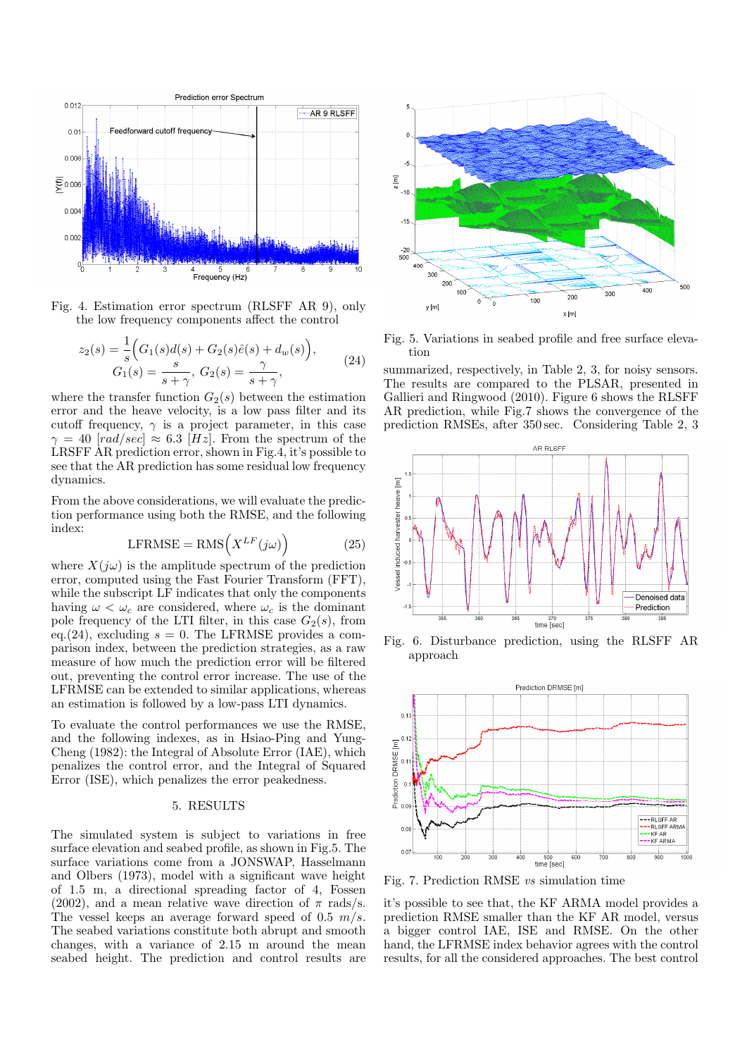Prediction error Spectrum

AR 9 RLSFF

Feedforward cutoff frequency

|Y(f)|

0.012
0.01
0.008
0.006
0.004
0.002
0

0 1 2 3 4 5 6 7 8 9 10

Frequency (Hz)

Fig. 4. Estimation error spectrum (RLSFF AR 9), only the low frequency components affect the control

$$
\begin{aligned}
z_2(s) &= \frac{1}{s}\Big(G_1(s)d(s) + G_2(s)\hat{e}(s) + d_w(s)\Big), \\
G_1(s) &= \frac{s}{s+\gamma},\; G_2(s) = \frac{\gamma}{s+\gamma},
\end{aligned}
\tag{24}
$$

where the transfer function $G_2(s)$ between the estimation error and the heave velocity, is a low pass filter and its cutoff frequency, $\gamma$ is a project parameter, in this case $\gamma = 40$ $[rad/sec] \approx 6.3$ $[Hz]$. From the spectrum of the LRSFF AR prediction error, shown in Fig.4, it's possible to see that the AR prediction has some residual low frequency dynamics.

From the above considerations, we will evaluate the prediction performance using both the RMSE, and the following index:

$$
\text{LFRMSE} = \text{RMS}\Big(X^{LF}(j\omega)\Big) \tag{25}
$$

where $X(j\omega)$ is the amplitude spectrum of the prediction error, computed using the Fast Fourier Transform (FFT), while the subscript LF indicates that only the components having $\omega < \omega_c$ are considered, where $\omega_c$ is the dominant pole frequency of the LTI filter, in this case $G_2(s)$, from eq.(24), excluding $s = 0$. The LFRMSE provides a comparison index, between the prediction strategies, as a raw measure of how much the prediction error will be filtered out, preventing the control error increase. The use of the LFRMSE can be extended to similar applications, whereas an estimation is followed by a low-pass LTI dynamics.

To evaluate the control performances we use the RMSE, and the following indexes, as in Hsiao-Ping and Yung-Cheng (1982): the Integral of Absolute Error (IAE), which penalizes the control error, and the Integral of Squared Error (ISE), which penalizes the error peakedness.

## 5. RESULTS

The simulated system is subject to variations in free surface elevation and seabed profile, as shown in Fig.5. The surface variations come from a JONSWAP, Hasselmann and Olbers (1973), model with a significant wave height of 1.5 m, a directional spreading factor of 4, Fossen (2002), and a mean relative wave direction of $\pi$ rads/s. The vessel keeps an average forward speed of 0.5 $m/s$. The seabed variations constitute both abrupt and smooth changes, with a variance of 2.15 m around the mean seabed height. The prediction and control results are

z [m]

5
0
-5
-10
-15
-20

y [m]

500 400 300 200 100 0

x [m]

0 100 200 300 400 500

Fig. 5. Variations in seabed profile and free surface elevation

summarized, respectively, in Table 2, 3, for noisy sensors. The results are compared to the PLSAR, presented in Gallieri and Ringwood (2010). Figure 6 shows the RLSFF AR prediction, while Fig.7 shows the convergence of the prediction RMSEs, after 350 sec. Considering Table 2, 3

AR RLSFF

Vessel induced harvester heave [m]

1.5
1
0.5
0
-0.5
-1
-1.5

355 360 365 370 375 380 385

time [sec]

Denoised data
Prediction

Fig. 6. Disturbance prediction, using the RLSFF AR approach

Prediction DRMSE [m]

Prediction DRMSE [m]

0.13
0.12
0.11
0.1
0.09
0.08
0.07

100 200 300 400 500 600 700 800 900 1000

time [sec]

RLSFF AR
RLSFF ARMA
KF AR
KF ARMA

Fig. 7. Prediction RMSE *vs* simulation time

it's possible to see that, the KF ARMA model provides a prediction RMSE smaller than the KF AR model, versus a bigger control IAE, ISE and RMSE. On the other hand, the LFRMSE index behavior agrees with the control results, for all the considered approaches. The best control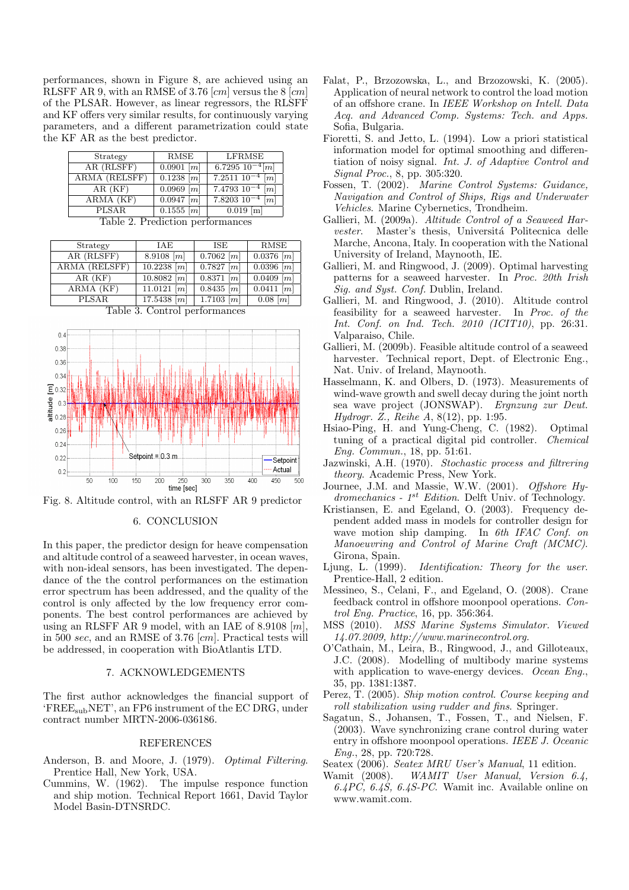performances, shown in Figure 8, are achieved using an RLSFF AR 9, with an RMSE of 3.76 [$cm$] versus the 8 [$cm$] of the PLSAR. However, as linear regressors, the RLSFF and KF offers very similar results, for continuously varying parameters, and a different parametrization could state the KF AR as the best predictor.

| Strategy | RMSE | LFRMSE |
|---|---|---|
| AR (RLSFF) | 0.0901 [$m$] | 6.7295 $10^{-4}$[$m$] |
| ARMA (RELSFF) | 0.1238 [$m$] | 7.2511 $10^{-4}$ [$m$] |
| AR (KF) | 0.0969 [$m$] | 7.4793 $10^{-4}$ [$m$] |
| ARMA (KF) | 0.0947 [$m$] | 7.8203 $10^{-4}$ [$m$] |
| PLSAR | 0.1555 [$m$] | 0.019 [m] |

Table 2. Prediction performances

| Strategy | IAE | ISE | RMSE |
|---|---|---|---|
| AR (RLSFF) | 8.9108 [$m$] | 0.7062 [$m$] | 0.0376 [$m$] |
| ARMA (RELSFF) | 10.2238 [$m$] | 0.7827 [$m$] | 0.0396 [$m$] |
| AR (KF) | 10.8082 [$m$] | 0.8371 [$m$] | 0.0409 [$m$] |
| ARMA (KF) | 11.0121 [$m$] | 0.8435 [$m$] | 0.0411 [$m$] |
| PLSAR | 17.5438 [$m$] | 1.7103 [$m$] | 0.08 [$m$] |

Table 3. Control performances

altitude [m]
0.4
0.38
0.36
0.34
0.32
0.3
0.28
0.26
0.24
0.22
0.2
50 100 150 200 250 300 350 400 450 500
time [sec]
Setpoint = 0.3 m
Setpoint
Actual

Fig. 8. Altitude control, with an RLSFF AR 9 predictor

## 6. CONCLUSION

In this paper, the predictor design for heave compensation and altitude control of a seaweed harvester, in ocean waves, with non-ideal sensors, has been investigated. The dependance of the the control performances on the estimation error spectrum has been addressed, and the quality of the control is only affected by the low frequency error components. The best control performances are achieved by using an RLSFF AR 9 model, with an IAE of 8.9108 [$m$], in 500 $sec$, and an RMSE of 3.76 [$cm$]. Practical tests will be addressed, in cooperation with BioAtlantis LTD.

## 7. ACKNOWLEDGEMENTS

The first author acknowledges the financial support of 'FREE$_{\text{sub}}$NET', an FP6 instrument of the EC DRG, under contract number MRTN-2006-036186.

## REFERENCES

Anderson, B. and Moore, J. (1979). *Optimal Filtering*. Prentice Hall, New York, USA.

Cummins, W. (1962). The impulse responce function and ship motion. Technical Report 1661, David Taylor Model Basin-DTNSRDC.

Falat, P., Brzozowska, L., and Brzozowski, K. (2005). Application of neural network to control the load motion of an offshore crane. In *IEEE Workshop on Intell. Data Acq. and Advanced Comp. Systems: Tech. and Apps.* Sofia, Bulgaria.

Fioretti, S. and Jetto, L. (1994). Low a priori statistical information model for optimal smoothing and differentiation of noisy signal. *Int. J. of Adaptive Control and Signal Proc.*, 8, pp. 305:320.

Fossen, T. (2002). *Marine Control Systems: Guidance, Navigation and Control of Ships, Rigs and Underwater Vehicles*. Marine Cybernetics, Trondheim.

Gallieri, M. (2009a). *Altitude Control of a Seaweed Harvester*. Master's thesis, Universitá Politecnica delle Marche, Ancona, Italy. In cooperation with the National University of Ireland, Maynooth, IE.

Gallieri, M. and Ringwood, J. (2009). Optimal harvesting patterns for a seaweed harvester. In *Proc. 20th Irish Sig. and Syst. Conf.* Dublin, Ireland.

Gallieri, M. and Ringwood, J. (2010). Altitude control feasibility for a seaweed harvester. In *Proc. of the Int. Conf. on Ind. Tech. 2010 (ICIT10)*, pp. 26:31. Valparaiso, Chile.

Gallieri, M. (2009b). Feasible altitude control of a seaweed harvester. Technical report, Dept. of Electronic Eng., Nat. Univ. of Ireland, Maynooth.

Hasselmann, K. and Olbers, D. (1973). Measurements of wind-wave growth and swell decay during the joint north sea wave project (JONSWAP). *Ergnzung zur Deut. Hydrogr. Z., Reihe A*, 8(12), pp. 1:95.

Hsiao-Ping, H. and Yung-Cheng, C. (1982). Optimal tuning of a practical digital pid controller. *Chemical Eng. Commun.*, 18, pp. 51:61.

Jazwinski, A.H. (1970). *Stochastic process and filtrering theory*. Academic Press, New York.

Journee, J.M. and Massie, W.W. (2001). *Offshore Hydromechanics - 1*$^{st}$ *Edition*. Delft Univ. of Technology.

Kristiansen, E. and Egeland, O. (2003). Frequency dependent added mass in models for controller design for wave motion ship damping. In *6th IFAC Conf. on Manoeuvring and Control of Marine Craft (MCMC)*. Girona, Spain.

Ljung, L. (1999). *Identification: Theory for the user*. Prentice-Hall, 2 edition.

Messineo, S., Celani, F., and Egeland, O. (2008). Crane feedback control in offshore moonpool operations. *Control Eng. Practice*, 16, pp. 356:364.

MSS (2010). *MSS Marine Systems Simulator. Viewed 14.07.2009, http://www.marinecontrol.org.*

O'Cathain, M., Leira, B., Ringwood, J., and Gilloteaux, J.C. (2008). Modelling of multibody marine systems with application to wave-energy devices. *Ocean Eng.*, 35, pp. 1381:1387.

Perez, T. (2005). *Ship motion control. Course keeping and roll stabilization using rudder and fins*. Springer.

Sagatun, S., Johansen, T., Fossen, T., and Nielsen, F. (2003). Wave synchronizing crane control during water entry in offshore moonpool operations. *IEEE J. Oceanic Eng.*, 28, pp. 720:728.

Seatex (2006). *Seatex MRU User's Manual*, 11 edition.

Wamit (2008). *WAMIT User Manual, Version 6.4, 6.4PC, 6.4S, 6.4S-PC*. Wamit inc. Available online on www.wamit.com.